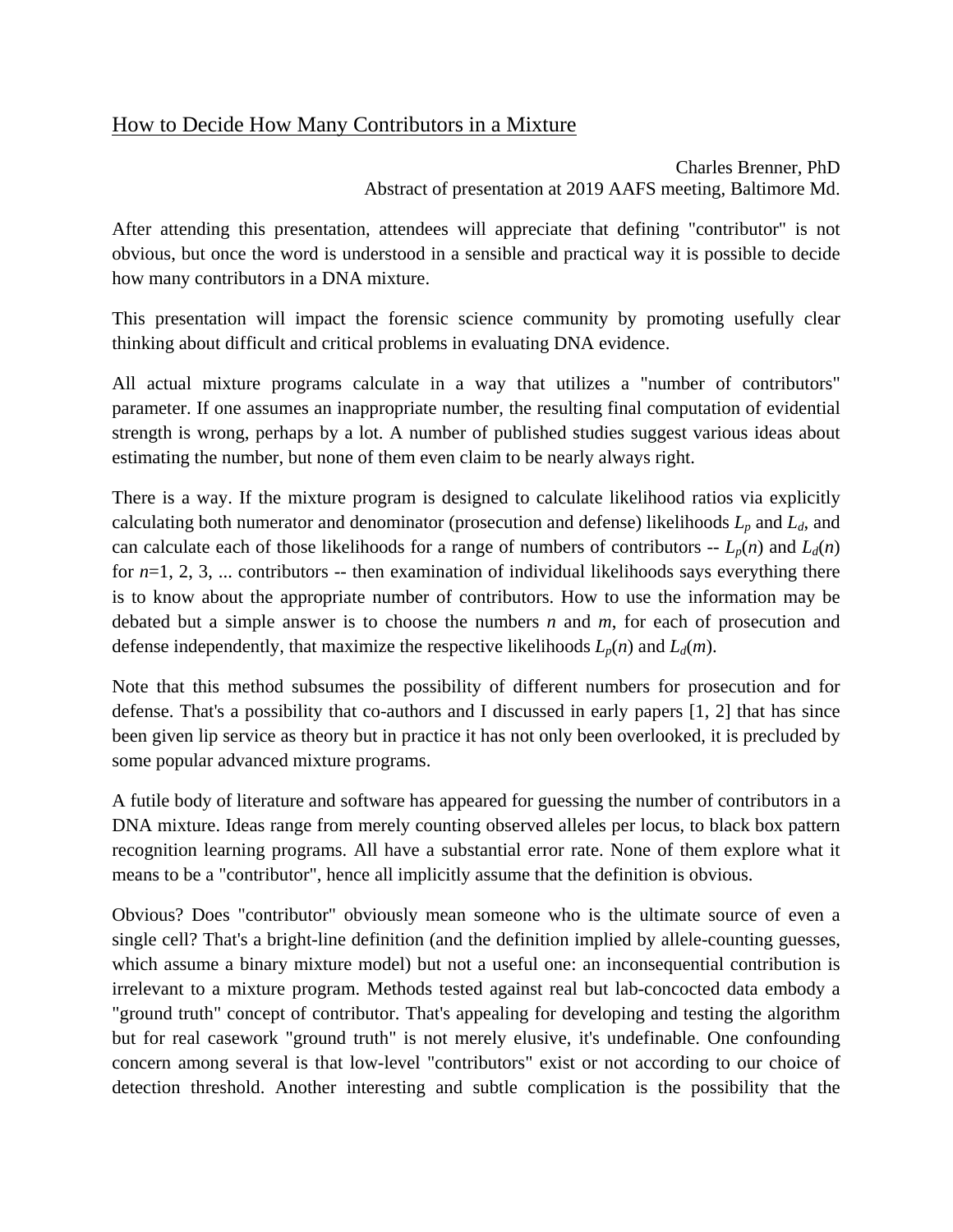# How to Decide How Many Contributors in a Mixture

Charles Brenner, PhD
Abstract of presentation at 2019 AAFS meeting, Baltimore Md.

After attending this presentation, attendees will appreciate that defining "contributor" is not obvious, but once the word is understood in a sensible and practical way it is possible to decide how many contributors in a DNA mixture.

This presentation will impact the forensic science community by promoting usefully clear thinking about difficult and critical problems in evaluating DNA evidence.

All actual mixture programs calculate in a way that utilizes a "number of contributors" parameter. If one assumes an inappropriate number, the resulting final computation of evidential strength is wrong, perhaps by a lot. A number of published studies suggest various ideas about estimating the number, but none of them even claim to be nearly always right.

There is a way. If the mixture program is designed to calculate likelihood ratios via explicitly calculating both numerator and denominator (prosecution and defense) likelihoods $L_p$ and $L_d$, and can calculate each of those likelihoods for a range of numbers of contributors -- $L_p(n)$ and $L_d(n)$ for $n$=1, 2, 3, ... contributors -- then examination of individual likelihoods says everything there is to know about the appropriate number of contributors. How to use the information may be debated but a simple answer is to choose the numbers $n$ and $m$, for each of prosecution and defense independently, that maximize the respective likelihoods $L_p(n)$ and $L_d(m)$.

Note that this method subsumes the possibility of different numbers for prosecution and for defense. That's a possibility that co-authors and I discussed in early papers [1, 2] that has since been given lip service as theory but in practice it has not only been overlooked, it is precluded by some popular advanced mixture programs.

A futile body of literature and software has appeared for guessing the number of contributors in a DNA mixture. Ideas range from merely counting observed alleles per locus, to black box pattern recognition learning programs. All have a substantial error rate. None of them explore what it means to be a "contributor", hence all implicitly assume that the definition is obvious.

Obvious? Does "contributor" obviously mean someone who is the ultimate source of even a single cell? That's a bright-line definition (and the definition implied by allele-counting guesses, which assume a binary mixture model) but not a useful one: an inconsequential contribution is irrelevant to a mixture program. Methods tested against real but lab-concocted data embody a "ground truth" concept of contributor. That's appealing for developing and testing the algorithm but for real casework "ground truth" is not merely elusive, it's undefinable. One confounding concern among several is that low-level "contributors" exist or not according to our choice of detection threshold. Another interesting and subtle complication is the possibility that the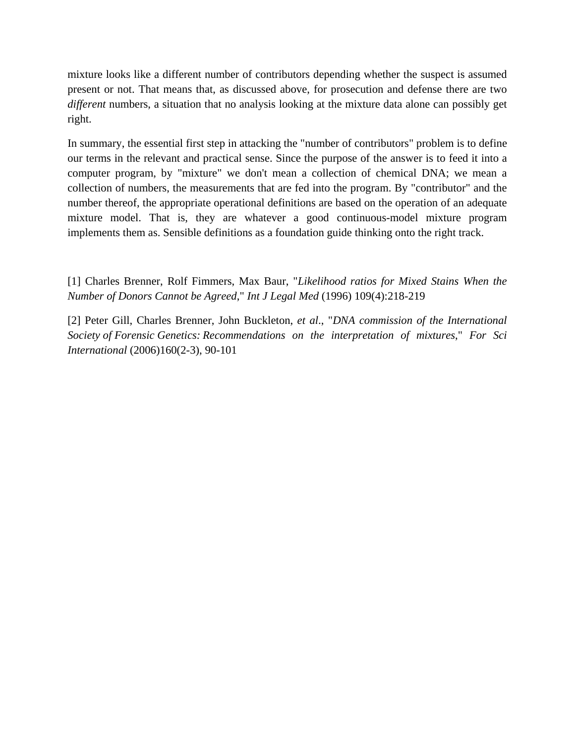mixture looks like a different number of contributors depending whether the suspect is assumed present or not. That means that, as discussed above, for prosecution and defense there are two *different* numbers, a situation that no analysis looking at the mixture data alone can possibly get right.

In summary, the essential first step in attacking the "number of contributors" problem is to define our terms in the relevant and practical sense. Since the purpose of the answer is to feed it into a computer program, by "mixture" we don't mean a collection of chemical DNA; we mean a collection of numbers, the measurements that are fed into the program. By "contributor" and the number thereof, the appropriate operational definitions are based on the operation of an adequate mixture model. That is, they are whatever a good continuous-model mixture program implements them as. Sensible definitions as a foundation guide thinking onto the right track.

[1] Charles Brenner, Rolf Fimmers, Max Baur, "*Likelihood ratios for Mixed Stains When the Number of Donors Cannot be Agreed*," *Int J Legal Med* (1996) 109(4):218-219

[2] Peter Gill, Charles Brenner, John Buckleton, *et al*., "*DNA commission of the International Society of Forensic Genetics: Recommendations on the interpretation of mixtures*," *For Sci International* (2006)160(2-3), 90-101